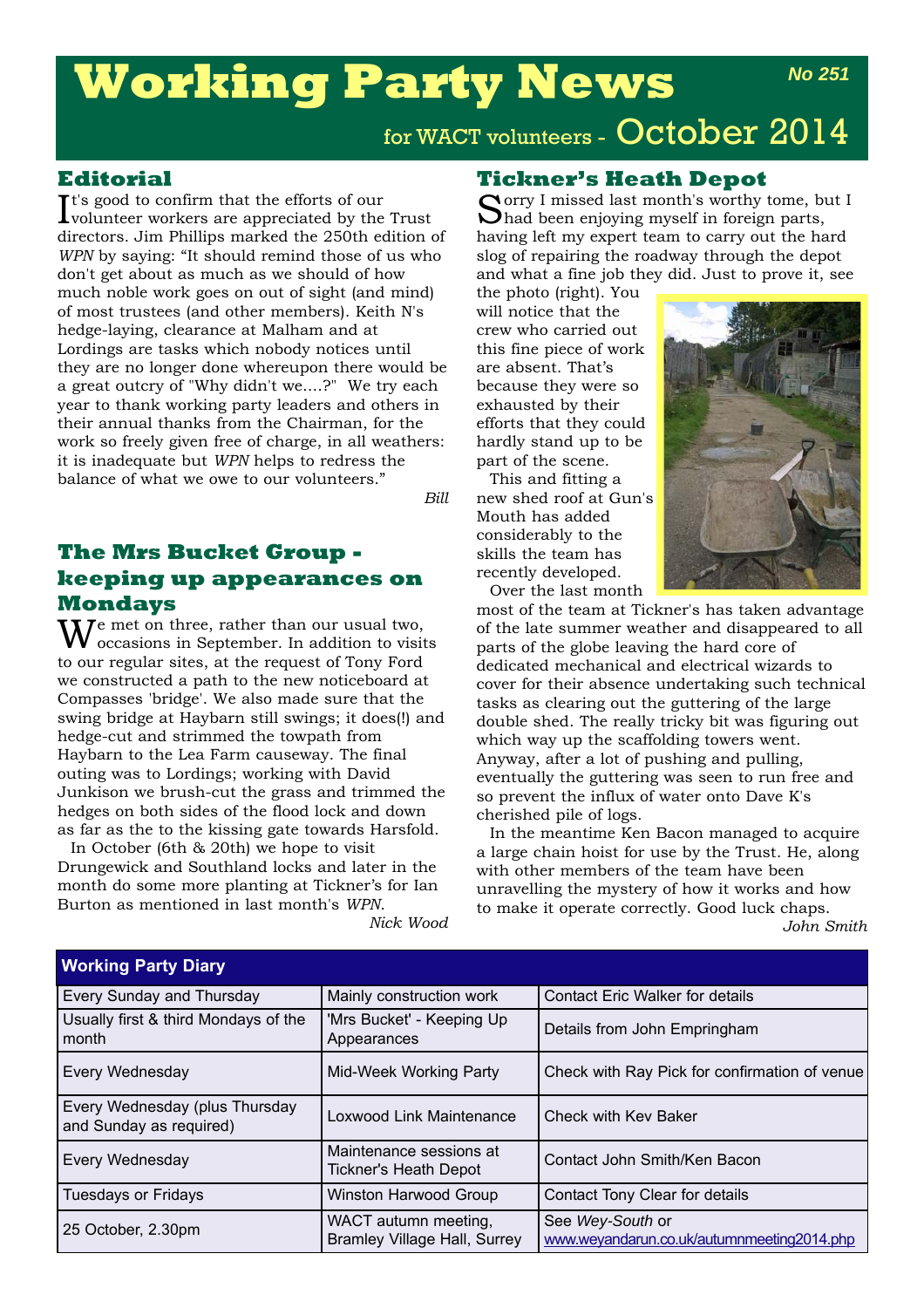# Working Party News

**No 251**

for WACT volunteers - October 2014

## Editorial

It's good to confirm that the efforts of our volunteer workers are appreciated by the Trust directors. Jim Phillips marked the 250th edition of *WPN* by saying: "It should remind those of us who don't get about as much as we should of how much noble work goes on out of sight (and mind) of most trustees (and other members). Keith N's hedge-laying, clearance at Malham and at Lordings are tasks which nobody notices until they are no longer done whereupon there would be a great outcry of "Why didn't we....?" We try each year to thank working party leaders and others in their annual thanks from the Chairman, for the work so freely given free of charge, in all weathers: it is inadequate but *WPN* helps to redress the balance of what we owe to our volunteers."

*Bill*

## The Mrs Bucket Group - keeping up appearances on Mondays

We met on three, rather than our usual two, occasions in September. In addition to visits to our regular sites, at the request of Tony Ford we constructed a path to the new noticeboard at Compasses 'bridge'. We also made sure that the swing bridge at Haybarn still swings; it does(!) and hedge-cut and strimmed the towpath from Haybarn to the Lea Farm causeway. The final outing was to Lordings; working with David Junkison we brush-cut the grass and trimmed the hedges on both sides of the flood lock and down as far as the to the kissing gate towards Harsfold.

In October (6th & 20th) we hope to visit Drungewick and Southland locks and later in the month do some more planting at Tickner's for Ian Burton as mentioned in last month's *WPN*.

*Nick Wood*

## Tickner's Heath Depot

Sorry I missed last month's worthy tome, but I had been enjoying myself in foreign parts, having left my expert team to carry out the hard slog of repairing the roadway through the depot and what a fine job they did. Just to prove it, see the photo (right). You will notice that the crew who carried out this fine piece of work are absent. That's because they were so exhausted by their efforts that they could hardly stand up to be part of the scene.

This and fitting a new shed roof at Gun's Mouth has added considerably to the skills the team has recently developed.

Over the last month most of the team at Tickner's has taken advantage of the late summer weather and disappeared to all parts of the globe leaving the hard core of dedicated mechanical and electrical wizards to cover for their absence undertaking such technical tasks as clearing out the guttering of the large double shed. The really tricky bit was figuring out which way up the scaffolding towers went. Anyway, after a lot of pushing and pulling, eventually the guttering was seen to run free and so prevent the influx of water onto Dave K's cherished pile of logs.

In the meantime Ken Bacon managed to acquire a large chain hoist for use by the Trust. He, along with other members of the team have been unravelling the mystery of how it works and how to make it operate correctly. Good luck chaps.

*John Smith*

## Working Party Diary

| | | |
|---|---|---|
| Every Sunday and Thursday | Mainly construction work | Contact Eric Walker for details |
| Usually first & third Mondays of the month | 'Mrs Bucket' - Keeping Up Appearances | Details from John Empringham |
| Every Wednesday | Mid-Week Working Party | Check with Ray Pick for confirmation of venue |
| Every Wednesday (plus Thursday and Sunday as required) | Loxwood Link Maintenance | Check with Kev Baker |
| Every Wednesday | Maintenance sessions at Tickner's Heath Depot | Contact John Smith/Ken Bacon |
| Tuesdays or Fridays | Winston Harwood Group | Contact Tony Clear for details |
| 25 October, 2.30pm | WACT autumn meeting, Bramley Village Hall, Surrey | See *Wey-South* or www.weyandarun.co.uk/autumnmeeting2014.php |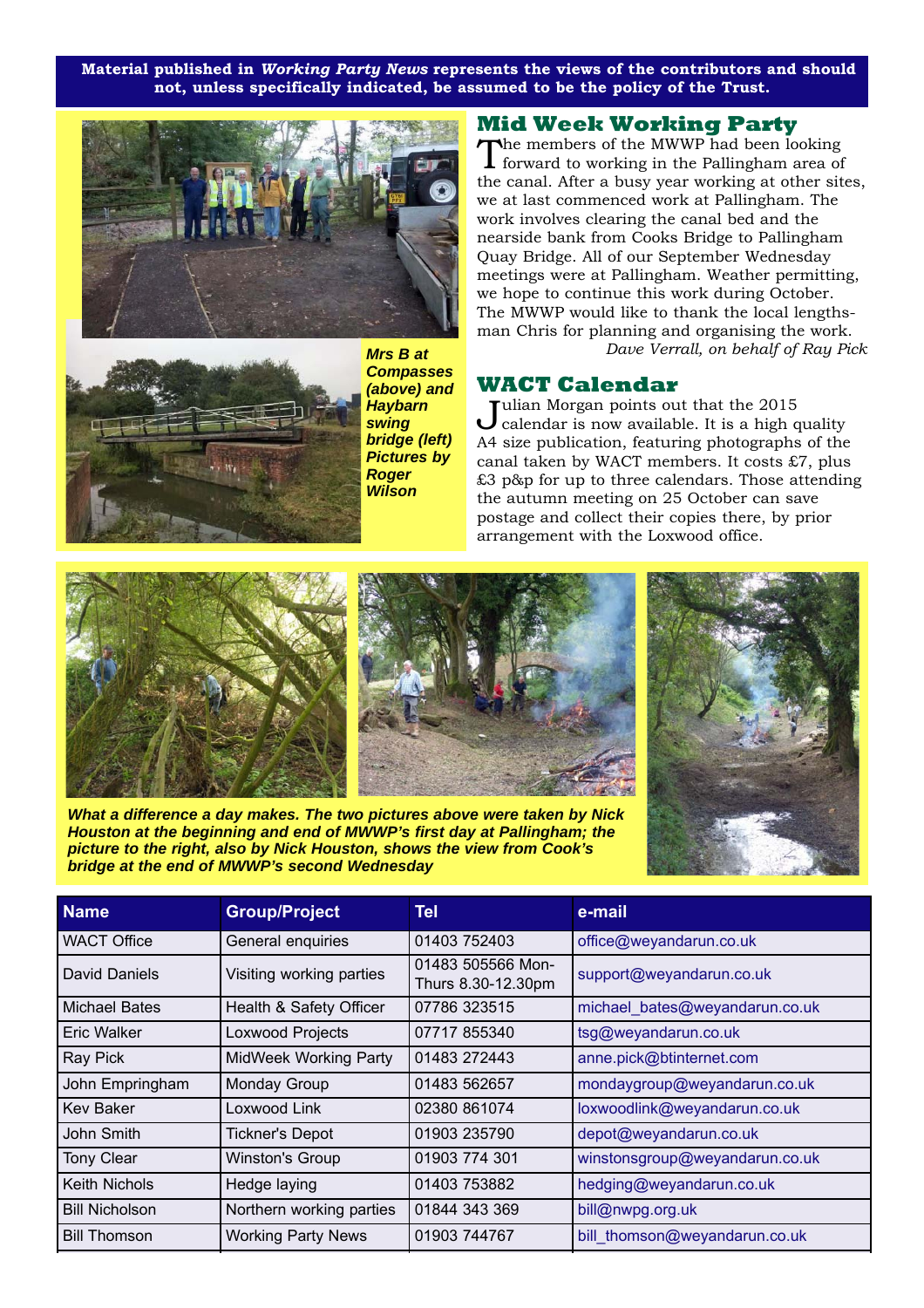**Material published in *Working Party News* represents the views of the contributors and should not, unless specifically indicated, be assumed to be the policy of the Trust.**

***Mrs B at Compasses (above) and Haybarn swing bridge (left) Pictures by Roger Wilson***

## Mid Week Working Party

The members of the MWWP had been looking forward to working in the Pallingham area of the canal. After a busy year working at other sites, we at last commenced work at Pallingham. The work involves clearing the canal bed and the nearside bank from Cooks Bridge to Pallingham Quay Bridge. All of our September Wednesday meetings were at Pallingham. Weather permitting, we hope to continue this work during October. The MWWP would like to thank the local lengthsman Chris for planning and organising the work.

*Dave Verrall, on behalf of Ray Pick*

## WACT Calendar

Julian Morgan points out that the 2015 calendar is now available. It is a high quality A4 size publication, featuring photographs of the canal taken by WACT members. It costs £7, plus £3 p&p for up to three calendars. Those attending the autumn meeting on 25 October can save postage and collect their copies there, by prior arrangement with the Loxwood office.

***What a difference a day makes. The two pictures above were taken by Nick Houston at the beginning and end of MWWP's first day at Pallingham; the picture to the right, also by Nick Houston, shows the view from Cook's bridge at the end of MWWP's second Wednesday***

| Name | Group/Project | Tel | e-mail |
|---|---|---|---|
| WACT Office | General enquiries | 01403 752403 | office@weyandarun.co.uk |
| David Daniels | Visiting working parties | 01483 505566 Mon-Thurs 8.30-12.30pm | support@weyandarun.co.uk |
| Michael Bates | Health & Safety Officer | 07786 323515 | michael_bates@weyandarun.co.uk |
| Eric Walker | Loxwood Projects | 07717 855340 | tsg@weyandarun.co.uk |
| Ray Pick | MidWeek Working Party | 01483 272443 | anne.pick@btinternet.com |
| John Empringham | Monday Group | 01483 562657 | mondaygroup@weyandarun.co.uk |
| Kev Baker | Loxwood Link | 02380 861074 | loxwoodlink@weyandarun.co.uk |
| John Smith | Tickner's Depot | 01903 235790 | depot@weyandarun.co.uk |
| Tony Clear | Winston's Group | 01903 774 301 | winstonsgroup@weyandarun.co.uk |
| Keith Nichols | Hedge laying | 01403 753882 | hedging@weyandarun.co.uk |
| Bill Nicholson | Northern working parties | 01844 343 369 | bill@nwpg.org.uk |
| Bill Thomson | Working Party News | 01903 744767 | bill_thomson@weyandarun.co.uk |